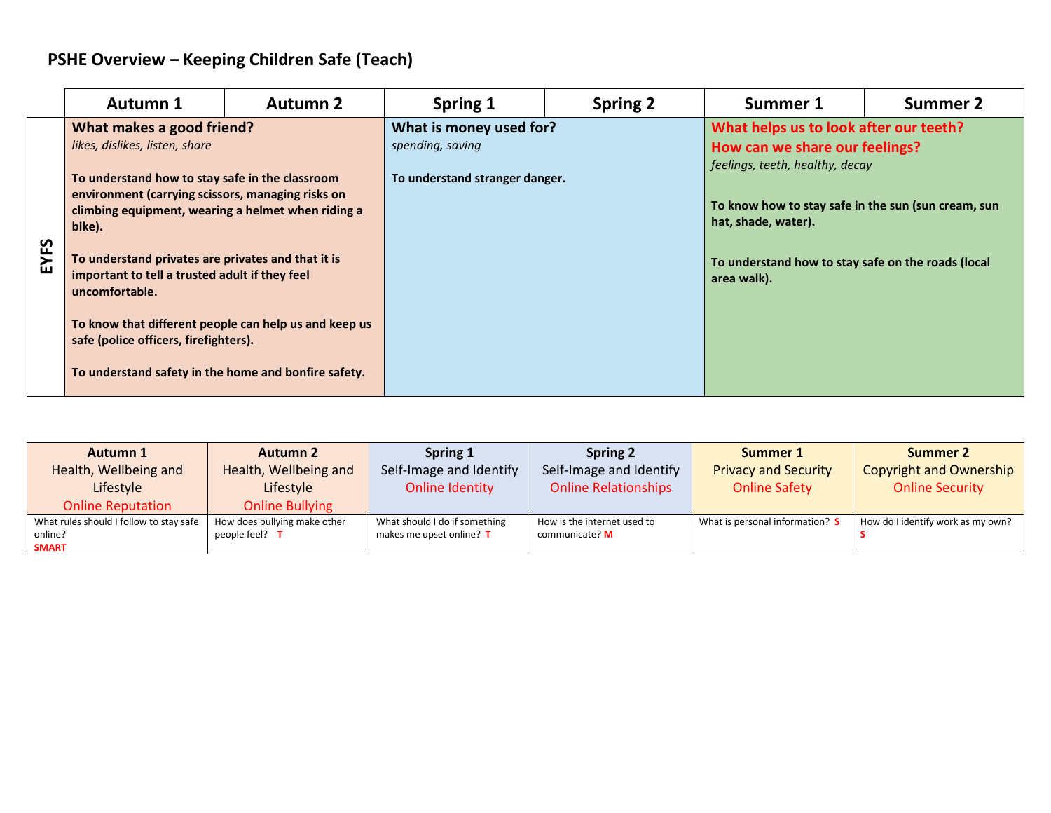# PSHE Overview – Keeping Children Safe (Teach)

| | Autumn 1 | Autumn 2 | Spring 1 | Spring 2 | Summer 1 | Summer 2 |
|---|---|---|---|---|---|---|
| **EYFS** | **What makes a good friend?**<br>*likes, dislikes, listen, share*<br><br>**To understand how to stay safe in the classroom environment (carrying scissors, managing risks on climbing equipment, wearing a helmet when riding a bike).**<br><br>**To understand privates are privates and that it is important to tell a trusted adult if they feel uncomfortable.**<br><br>**To know that different people can help us and keep us safe (police officers, firefighters).**<br><br>**To understand safety in the home and bonfire safety.** | | **What is money used for?**<br>*spending, saving*<br><br>**To understand stranger danger.** | | **What helps us to look after our teeth?**<br>**How can we share our feelings?**<br>*feelings, teeth, healthy, decay*<br><br>**To know how to stay safe in the sun (sun cream, sun hat, shade, water).**<br><br>**To understand how to stay safe on the roads (local area walk).** | |

| **Autumn 1**<br>Health, Wellbeing and Lifestyle<br>Online Reputation | **Autumn 2**<br>Health, Wellbeing and Lifestyle<br>Online Bullying | **Spring 1**<br>Self-Image and Identify<br>Online Identity | **Spring 2**<br>Self-Image and Identify<br>Online Relationships | **Summer 1**<br>Privacy and Security<br>Online Safety | **Summer 2**<br>Copyright and Ownership<br>Online Security |
|---|---|---|---|---|---|
| What rules should I follow to stay safe online?<br>**SMART** | How does bullying make other people feel? **T** | What should I do if something makes me upset online? **T** | How is the internet used to communicate? **M** | What is personal information? **S** | How do I identify work as my own? **S** |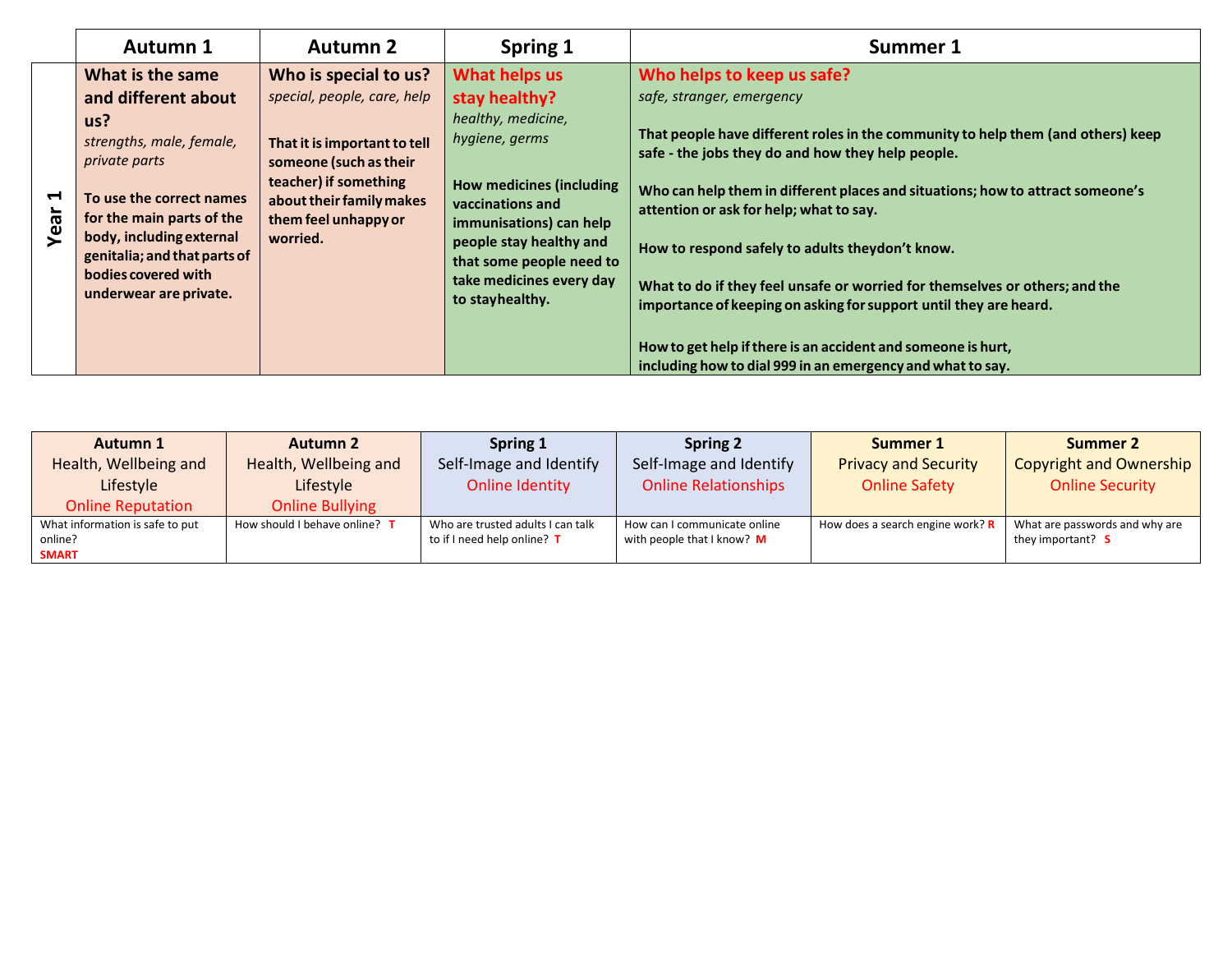| | Autumn 1 | Autumn 2 | Spring 1 | Summer 1 |
|---|---|---|---|---|
| **Year 1** | **What is the same and different about us?** *strengths, male, female, private parts* **To use the correct names for the main parts of the body, including external genitalia; and that parts of bodies covered with underwear are private.** | **Who is special to us?** *special, people, care, help* **That it is important to tell someone (such as their teacher) if something about their family makes them feel unhappy or worried.** | **What helps us stay healthy?** *healthy, medicine, hygiene, germs* **How medicines (including vaccinations and immunisations) can help people stay healthy and that some people need to take medicines every day to stayhealthy.** | **Who helps to keep us safe?** *safe, stranger, emergency* **That people have different roles in the community to help them (and others) keep safe - the jobs they do and how they help people.** **Who can help them in different places and situations; how to attract someone's attention or ask for help; what to say.** **How to respond safely to adults theydon't know.** **What to do if they feel unsafe or worried for themselves or others; and the importance of keeping on asking for support until they are heard.** **How to get help if there is an accident and someone is hurt, including how to dial 999 in an emergency and what to say.** |

| **Autumn 1** Health, Wellbeing and Lifestyle Online Reputation | **Autumn 2** Health, Wellbeing and Lifestyle Online Bullying | **Spring 1** Self-Image and Identify Online Identity | **Spring 2** Self-Image and Identify Online Relationships | **Summer 1** Privacy and Security Online Safety | **Summer 2** Copyright and Ownership Online Security |
|---|---|---|---|---|---|
| What information is safe to put online? **SMART** | How should I behave online? **T** | Who are trusted adults I can talk to if I need help online? **T** | How can I communicate online with people that I know? **M** | How does a search engine work? **R** | What are passwords and why are they important? **S** |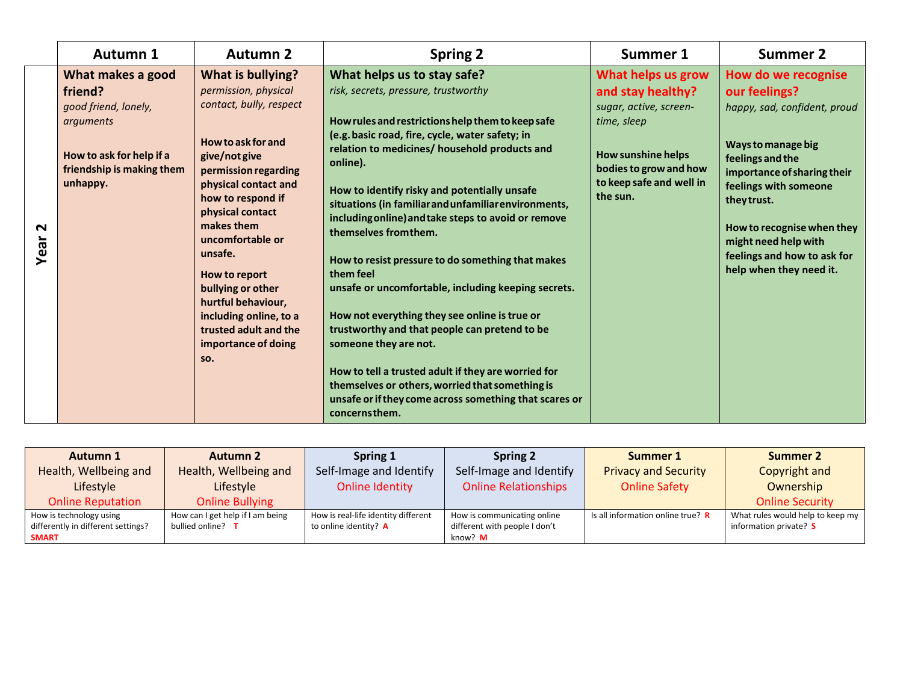| | Autumn 1 | Autumn 2 | Spring 2 | Summer 1 | Summer 2 |
|---|---|---|---|---|---|
| **Year 2** | **What makes a good friend?**<br>*good friend, lonely, arguments*<br><br>**How to ask for help if a friendship is making them unhappy.** | **What is bullying?**<br>*permission, physical contact, bully, respect*<br><br>**How to ask for and give/not give permission regarding physical contact and how to respond if physical contact makes them uncomfortable or unsafe.**<br><br>**How to report bullying or other hurtful behaviour, including online, to a trusted adult and the importance of doing so.** | **What helps us to stay safe?**<br>*risk, secrets, pressure, trustworthy*<br><br>**How rules and restrictions help them to keep safe (e.g. basic road, fire, cycle, water safety; in relation to medicines/ household products and online).**<br><br>**How to identify risky and potentially unsafe situations (in familiar and unfamiliar environments, including online) and take steps to avoid or remove themselves from them.**<br><br>**How to resist pressure to do something that makes them feel unsafe or uncomfortable, including keeping secrets.**<br><br>**How not everything they see online is true or trustworthy and that people can pretend to be someone they are not.**<br><br>**How to tell a trusted adult if they are worried for themselves or others, worried that something is unsafe or if they come across something that scares or concerns them.** | **What helps us grow and stay healthy?**<br>*sugar, active, screen-time, sleep*<br><br>**How sunshine helps bodies to grow and how to keep safe and well in the sun.** | **How do we recognise our feelings?**<br>*happy, sad, confident, proud*<br><br>**Ways to manage big feelings and the importance of sharing their feelings with someone they trust.**<br><br>**How to recognise when they might need help with feelings and how to ask for help when they need it.** |

| Autumn 1<br>Health, Wellbeing and Lifestyle<br>Online Reputation | Autumn 2<br>Health, Wellbeing and Lifestyle<br>Online Bullying | Spring 1<br>Self-Image and Identify<br>Online Identity | Spring 2<br>Self-Image and Identify<br>Online Relationships | Summer 1<br>Privacy and Security<br>Online Safety | Summer 2<br>Copyright and Ownership<br>Online Security |
|---|---|---|---|---|---|
| How is technology using differently in different settings? **SMART** | How can I get help if I am being bullied online? **T** | How is real-life identity different to online identity? **A** | How is communicating online different with people I don't know? **M** | Is all information online true? **R** | What rules would help to keep my information private? **S** |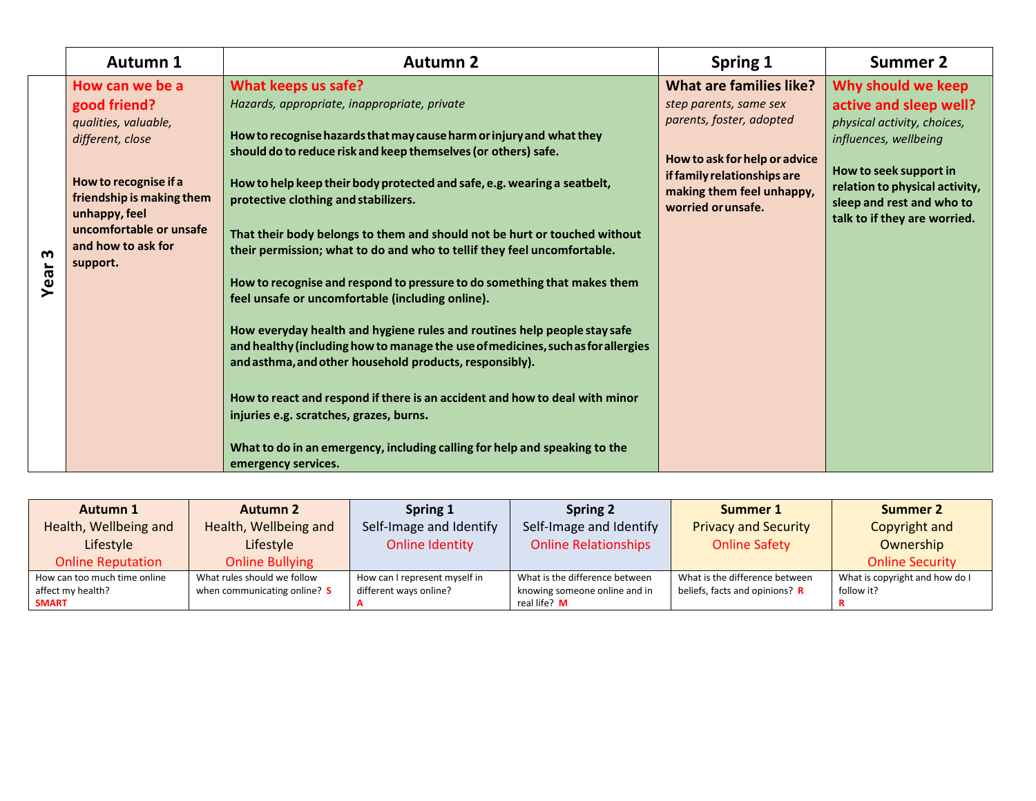| | Autumn 1 | Autumn 2 | Spring 1 | Summer 2 |
|---|---|---|---|---|
| **Year 3** | **How can we be a good friend?**<br>*qualities, valuable, different, close*<br><br>**How to recognise if a friendship is making them unhappy, feel uncomfortable or unsafe and how to ask for support.** | **What keeps us safe?**<br>*Hazards, appropriate, inappropriate, private*<br><br>**How to recognise hazards that may cause harm or injury and what they should do to reduce risk and keep themselves (or others) safe.**<br><br>**How to help keep their body protected and safe, e.g. wearing a seatbelt, protective clothing and stabilizers.**<br><br>**That their body belongs to them and should not be hurt or touched without their permission; what to do and who to tellif they feel uncomfortable.**<br><br>**How to recognise and respond to pressure to do something that makes them feel unsafe or uncomfortable (including online).**<br><br>**How everyday health and hygiene rules and routines help people stay safe and healthy (including how to manage the use of medicines, such as for allergies and asthma, and other household products, responsibly).**<br><br>**How to react and respond if there is an accident and how to deal with minor injuries e.g. scratches, grazes, burns.**<br><br>**What to do in an emergency, including calling for help and speaking to the emergency services.** | **What are families like?**<br>*step parents, same sex parents, foster, adopted*<br><br>**How to ask for help or advice if family relationships are making them feel unhappy, worried or unsafe.** | **Why should we keep active and sleep well?**<br>*physical activity, choices, influences, wellbeing*<br><br>**How to seek support in relation to physical activity, sleep and rest and who to talk to if they are worried.** |

| Autumn 1<br>Health, Wellbeing and Lifestyle<br>Online Reputation | Autumn 2<br>Health, Wellbeing and Lifestyle<br>Online Bullying | Spring 1<br>Self-Image and Identify<br>Online Identity | Spring 2<br>Self-Image and Identify<br>Online Relationships | Summer 1<br>Privacy and Security<br>Online Safety | Summer 2<br>Copyright and Ownership<br>Online Security |
|---|---|---|---|---|---|
| How can too much time online affect my health?<br>**SMART** | What rules should we follow when communicating online? **S** | How can I represent myself in different ways online?<br>**A** | What is the difference between knowing someone online and in real life? **M** | What is the difference between beliefs, facts and opinions? **R** | What is copyright and how do I follow it?<br>**R** |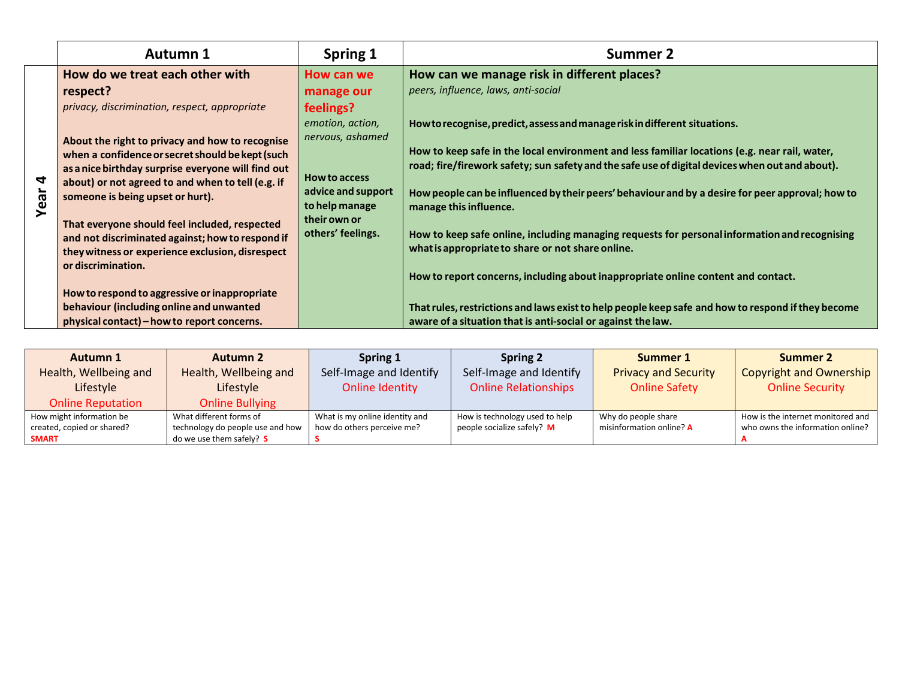| | Autumn 1 | Spring 1 | Summer 2 |
|---|---|---|---|
| **Year 4** | **How do we treat each other with respect?** *privacy, discrimination, respect, appropriate* **About the right to privacy and how to recognise when a confidence or secret should be kept (such as a nice birthday surprise everyone will find out about) or not agreed to and when to tell (e.g. if someone is being upset or hurt).** **That everyone should feel included, respected and not discriminated against; how to respond if they witness or experience exclusion, disrespect or discrimination.** **How to respond to aggressive or inappropriate behaviour (including online and unwanted physical contact) – how to report concerns.** | **How can we manage our feelings?** *emotion, action, nervous, ashamed* **How to access advice and support to help manage their own or others' feelings.** | **How can we manage risk in different places?** *peers, influence, laws, anti-social* **How to recognise, predict, assess and manage risk in different situations.** **How to keep safe in the local environment and less familiar locations (e.g. near rail, water, road; fire/firework safety; sun safety and the safe use of digital devices when out and about).** **How people can be influenced by their peers' behaviour and by a desire for peer approval; how to manage this influence.** **How to keep safe online, including managing requests for personal information and recognising what is appropriate to share or not share online.** **How to report concerns, including about inappropriate online content and contact.** **That rules, restrictions and laws exist to help people keep safe and how to respond if they become aware of a situation that is anti-social or against the law.** |

| **Autumn 1** Health, Wellbeing and Lifestyle Online Reputation | **Autumn 2** Health, Wellbeing and Lifestyle Online Bullying | **Spring 1** Self-Image and Identify Online Identity | **Spring 2** Self-Image and Identify Online Relationships | **Summer 1** Privacy and Security Online Safety | **Summer 2** Copyright and Ownership Online Security |
|---|---|---|---|---|---|
| How might information be created, copied or shared? **SMART** | What different forms of technology do people use and how do we use them safely? **S** | What is my online identity and how do others perceive me? **S** | How is technology used to help people socialize safely? **M** | Why do people share misinformation online? **A** | How is the internet monitored and who owns the information online? **A** |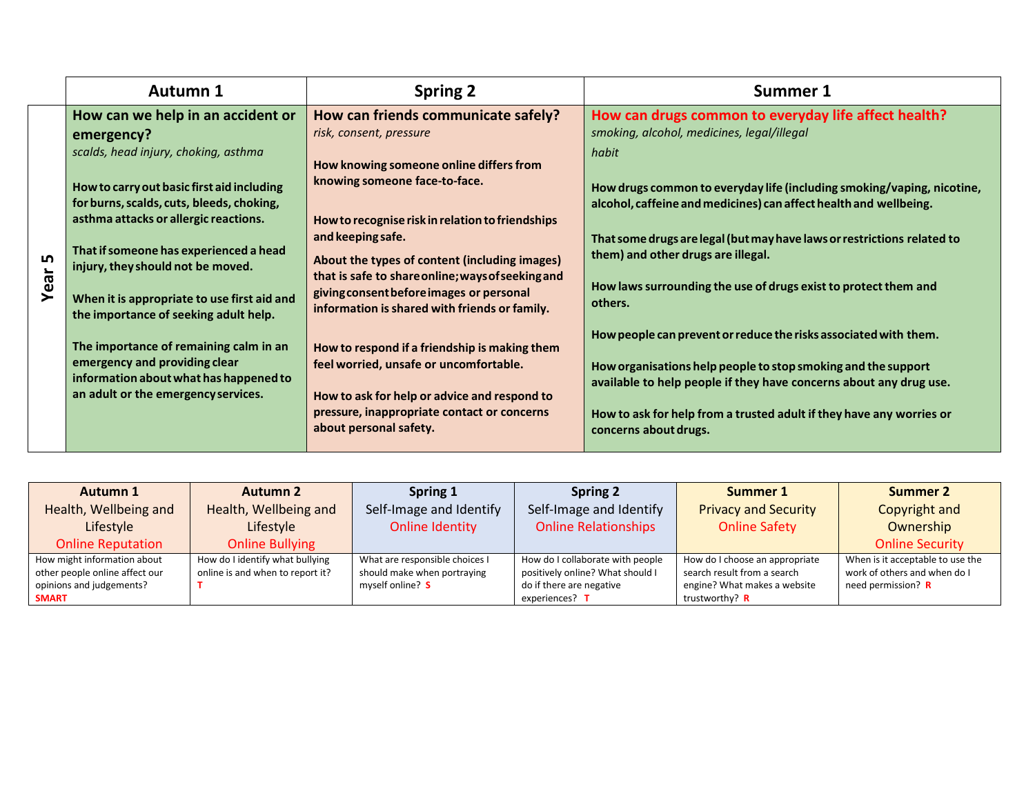| | Autumn 1 | Spring 2 | Summer 1 |
|---|---|---|---|
| **Year 5** | **How can we help in an accident or emergency?**<br>*scalds, head injury, choking, asthma*<br><br>**How to carry out basic first aid including for burns, scalds, cuts, bleeds, choking, asthma attacks or allergic reactions.**<br><br>**That if someone has experienced a head injury, they should not be moved.**<br><br>**When it is appropriate to use first aid and the importance of seeking adult help.**<br><br>**The importance of remaining calm in an emergency and providing clear information about what has happened to an adult or the emergency services.** | **How can friends communicate safely?**<br>*risk, consent, pressure*<br><br>**How knowing someone online differs from knowing someone face-to-face.**<br><br>**How to recognise risk in relation to friendships and keeping safe.**<br><br>**About the types of content (including images) that is safe to share online; ways of seeking and giving consent before images or personal information is shared with friends or family.**<br><br>**How to respond if a friendship is making them feel worried, unsafe or uncomfortable.**<br><br>**How to ask for help or advice and respond to pressure, inappropriate contact or concerns about personal safety.** | **How can drugs common to everyday life affect health?**<br>*smoking, alcohol, medicines, legal/illegal*<br>*habit*<br><br>**How drugs common to everyday life (including smoking/vaping, nicotine, alcohol, caffeine and medicines) can affect health and wellbeing.**<br><br>**That some drugs are legal (but may have laws or restrictions related to them) and other drugs are illegal.**<br><br>**How laws surrounding the use of drugs exist to protect them and others.**<br><br>**How people can prevent or reduce the risks associated with them.**<br><br>**How organisations help people to stop smoking and the support available to help people if they have concerns about any drug use.**<br><br>**How to ask for help from a trusted adult if they have any worries or concerns about drugs.** |

| **Autumn 1**<br>Health, Wellbeing and Lifestyle<br>Online Reputation | **Autumn 2**<br>Health, Wellbeing and Lifestyle<br>Online Bullying | **Spring 1**<br>Self-Image and Identify<br>Online Identity | **Spring 2**<br>Self-Image and Identify<br>Online Relationships | **Summer 1**<br>Privacy and Security<br>Online Safety | **Summer 2**<br>Copyright and Ownership<br>Online Security |
|---|---|---|---|---|---|
| How might information about other people online affect our opinions and judgements? **SMART** | How do I identify what bullying online is and when to report it? **T** | What are responsible choices I should make when portraying myself online? **S** | How do I collaborate with people positively online? What should I do if there are negative experiences? **T** | How do I choose an appropriate search result from a search engine? What makes a website trustworthy? **R** | When is it acceptable to use the work of others and when do I need permission? **R** |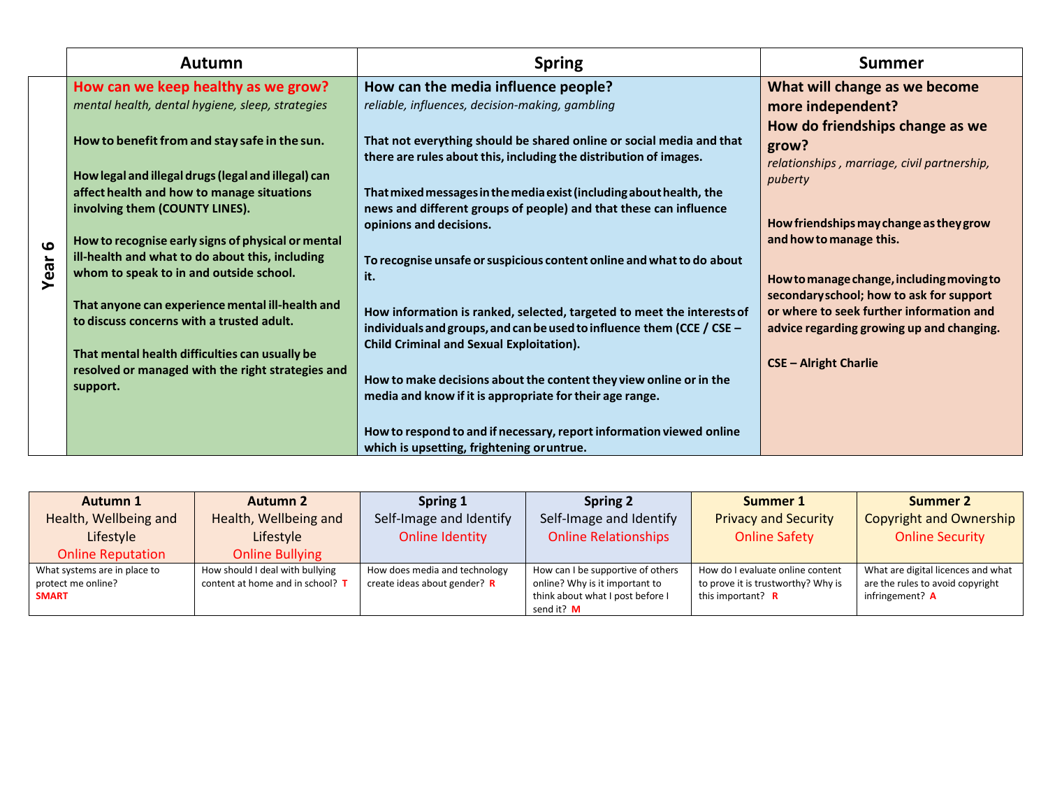| | Autumn | Spring | Summer |
|---|---|---|---|
| **Year 6** | **How can we keep healthy as we grow?**<br>*mental health, dental hygiene, sleep, strategies*<br><br>**How to benefit from and stay safe in the sun.**<br><br>**How legal and illegal drugs (legal and illegal) can affect health and how to manage situations involving them (COUNTY LINES).**<br><br>**How to recognise early signs of physical or mental ill-health and what to do about this, including whom to speak to in and outside school.**<br><br>**That anyone can experience mental ill-health and to discuss concerns with a trusted adult.**<br><br>**That mental health difficulties can usually be resolved or managed with the right strategies and support.** | **How can the media influence people?**<br>*reliable, influences, decision-making, gambling*<br><br>**That not everything should be shared online or social media and that there are rules about this, including the distribution of images.**<br><br>**That mixed messages in the media exist (including about health, the news and different groups of people) and that these can influence opinions and decisions.**<br><br>**To recognise unsafe or suspicious content online and what to do about it.**<br><br>**How information is ranked, selected, targeted to meet the interests of individuals and groups, and can be used to influence them (CCE / CSE – Child Criminal and Sexual Exploitation).**<br><br>**How to make decisions about the content they view online or in the media and know if it is appropriate for their age range.**<br><br>**How to respond to and if necessary, report information viewed online which is upsetting, frightening or untrue.** | **What will change as we become more independent?**<br>**How do friendships change as we grow?**<br>*relationships , marriage, civil partnership, puberty*<br><br>**How friendships may change as they grow and how to manage this.**<br><br>**How to manage change, including moving to secondary school; how to ask for support or where to seek further information and advice regarding growing up and changing.**<br><br>**CSE – Alright Charlie** |

| **Autumn 1**<br>Health, Wellbeing and Lifestyle<br>Online Reputation | **Autumn 2**<br>Health, Wellbeing and Lifestyle<br>Online Bullying | **Spring 1**<br>Self-Image and Identify<br>Online Identity | **Spring 2**<br>Self-Image and Identify<br>Online Relationships | **Summer 1**<br>Privacy and Security<br>Online Safety | **Summer 2**<br>Copyright and Ownership<br>Online Security |
|---|---|---|---|---|---|
| What systems are in place to protect me online? **SMART** | How should I deal with bullying content at home and in school? **T** | How does media and technology create ideas about gender? **R** | How can I be supportive of others online? Why is it important to think about what I post before I send it? **M** | How do I evaluate online content to prove it is trustworthy? Why is this important? **R** | What are digital licences and what are the rules to avoid copyright infringement? **A** |